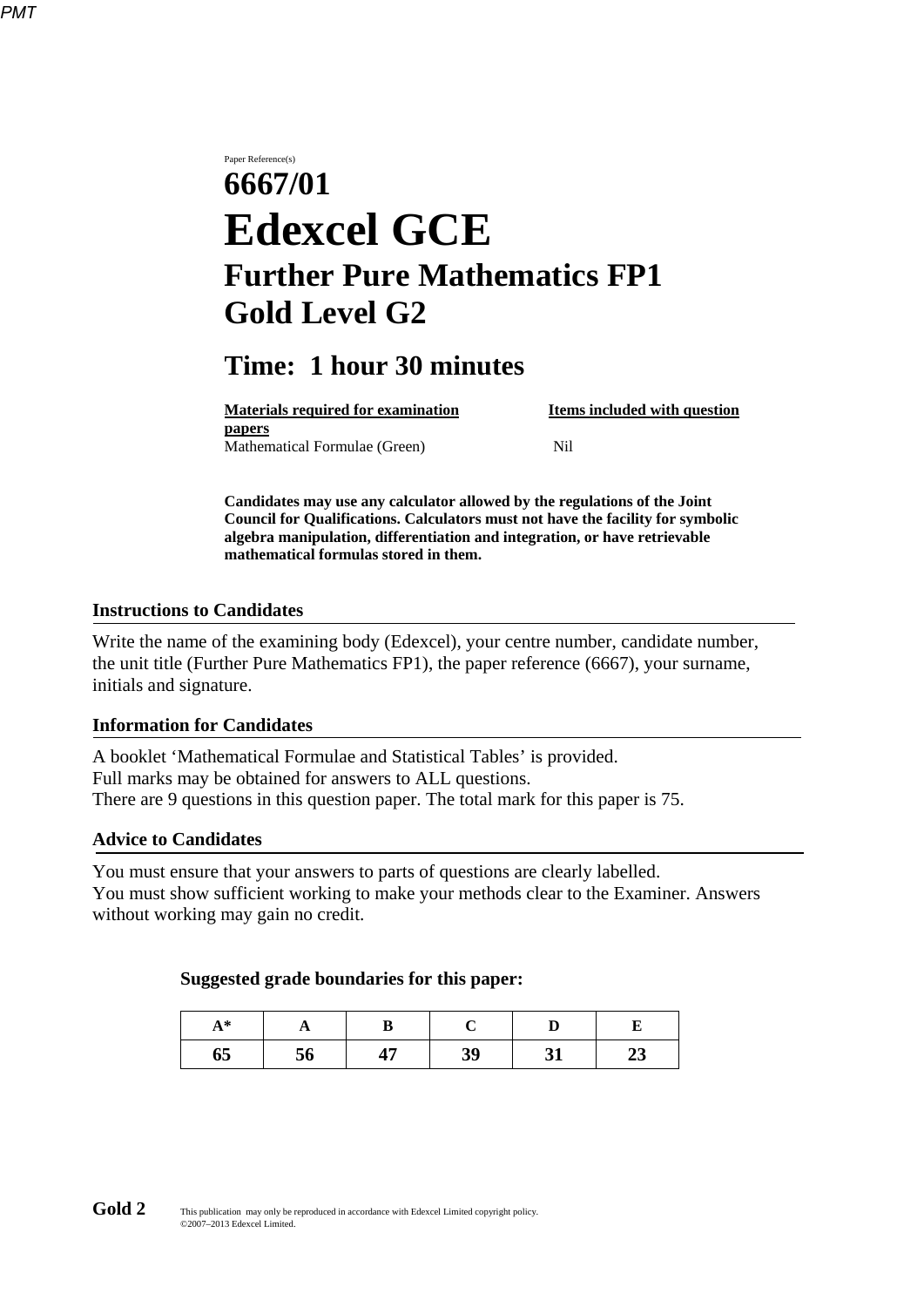Paper Reference(s)

# 6667/01

# Edexcel GCE

## Further Pure Mathematics FP1

## Gold Level G2

## Time: 1 hour 30 minutes

| **Materials required for examination papers** | **Items included with question papers** |
|---|---|
| Mathematical Formulae (Green) | Nil |

**Candidates may use any calculator allowed by the regulations of the Joint Council for Qualifications. Calculators must not have the facility for symbolic algebra manipulation, differentiation and integration, or have retrievable mathematical formulas stored in them.**

### Instructions to Candidates

Write the name of the examining body (Edexcel), your centre number, candidate number, the unit title (Further Pure Mathematics FP1), the paper reference (6667), your surname, initials and signature.

### Information for Candidates

A booklet 'Mathematical Formulae and Statistical Tables' is provided.
Full marks may be obtained for answers to ALL questions.
There are 9 questions in this question paper. The total mark for this paper is 75.

### Advice to Candidates

You must ensure that your answers to parts of questions are clearly labelled.
You must show sufficient working to make your methods clear to the Examiner. Answers without working may gain no credit.

**Suggested grade boundaries for this paper:**

| A* | A | B | C | D | E |
|---|---|---|---|---|---|
| 65 | 56 | 47 | 39 | 31 | 23 |

**Gold 2**

This publication may only be reproduced in accordance with Edexcel Limited copyright policy.
©2007–2013 Edexcel Limited.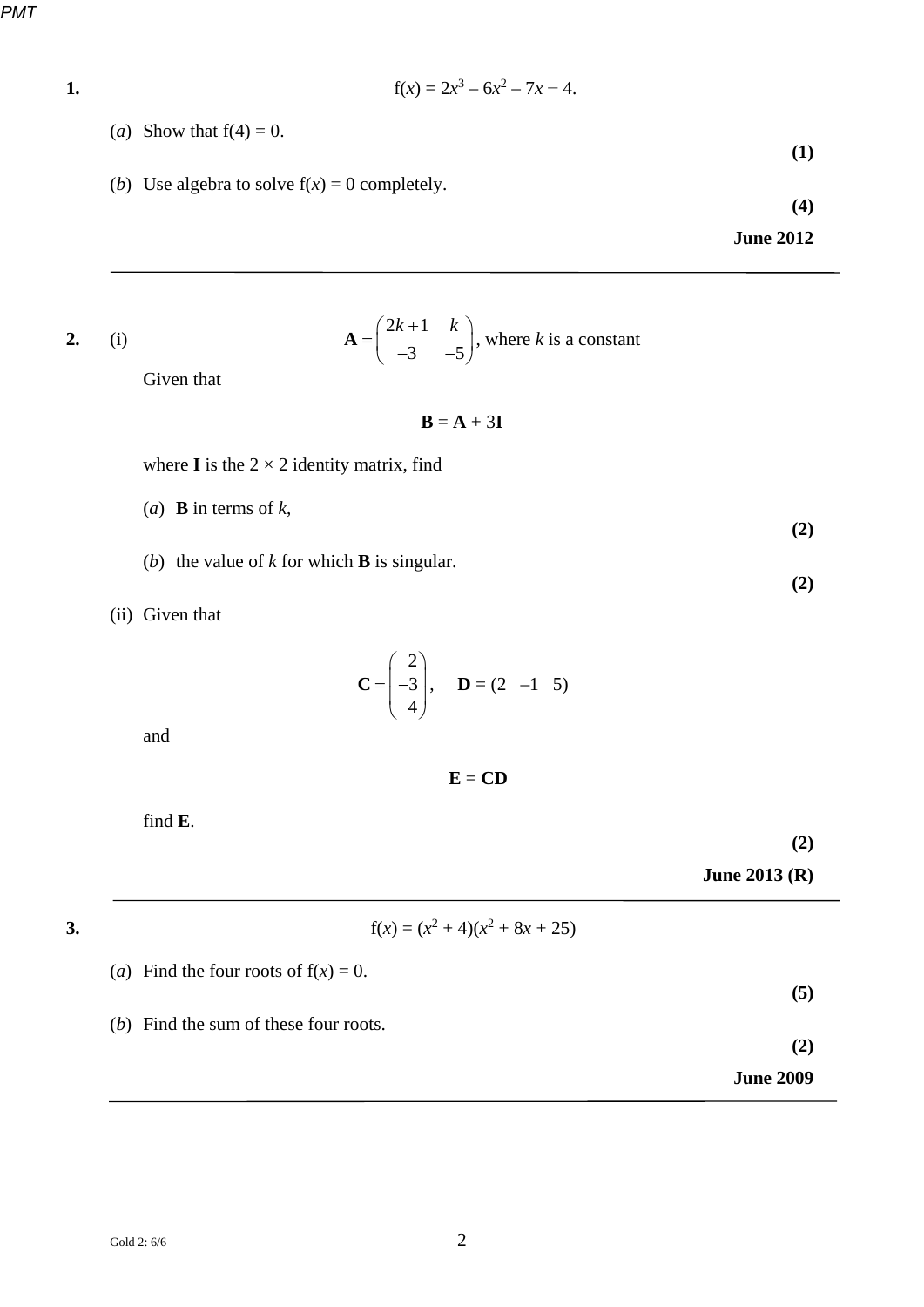**1.** $$f(x) = 2x^3 - 6x^2 - 7x - 4.$$

(*a*) Show that f(4) = 0.

**(1)**

(*b*) Use algebra to solve f(*x*) = 0 completely.

**(4)**

**June 2012**

---

**2.** (i) $$\mathbf{A} = \begin{pmatrix} 2k+1 & k \\ -3 & -5 \end{pmatrix}, \text{ where } k \text{ is a constant}$$

Given that

$$\mathbf{B} = \mathbf{A} + 3\mathbf{I}$$

where **I** is the 2 × 2 identity matrix, find

(*a*) **B** in terms of *k*,

**(2)**

(*b*) the value of *k* for which **B** is singular.

**(2)**

(ii) Given that

$$\mathbf{C} = \begin{pmatrix} 2 \\ -3 \\ 4 \end{pmatrix}, \quad \mathbf{D} = (2 \quad -1 \quad 5)$$

and

$$\mathbf{E} = \mathbf{CD}$$

find **E**.

**(2)**

**June 2013 (R)**

---

**3.** $$f(x) = (x^2 + 4)(x^2 + 8x + 25)$$

(*a*) Find the four roots of f(*x*) = 0.

**(5)**

(*b*) Find the sum of these four roots.

**(2)**

**June 2009**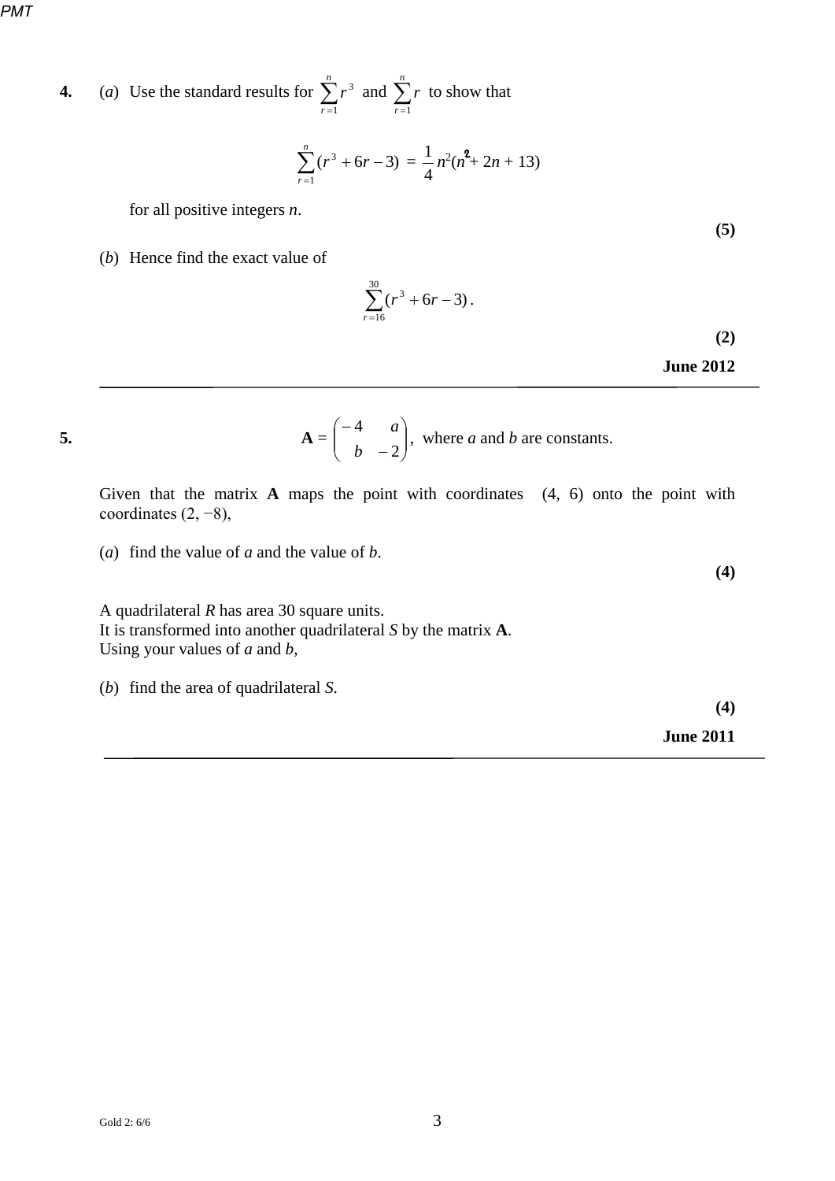**4.** (*a*) Use the standard results for $\sum_{r=1}^{n} r^3$ and $\sum_{r=1}^{n} r$ to show that

$$\sum_{r=1}^{n}(r^3 + 6r - 3) = \frac{1}{4}n^2(n^2 + 2n + 13)$$

for all positive integers *n*.

**(5)**

(*b*) Hence find the exact value of

$$\sum_{r=16}^{30}(r^3 + 6r - 3).$$

**(2)**

**June 2012**

---

**5.** $\mathbf{A} = \begin{pmatrix} -4 & a \\ b & -2 \end{pmatrix}$, where *a* and *b* are constants.

Given that the matrix **A** maps the point with coordinates (4, 6) onto the point with coordinates (2, −8),

(*a*) find the value of *a* and the value of *b*.

**(4)**

A quadrilateral *R* has area 30 square units.
It is transformed into another quadrilateral *S* by the matrix **A**.
Using your values of *a* and *b*,

(*b*) find the area of quadrilateral *S*.

**(4)**

**June 2011**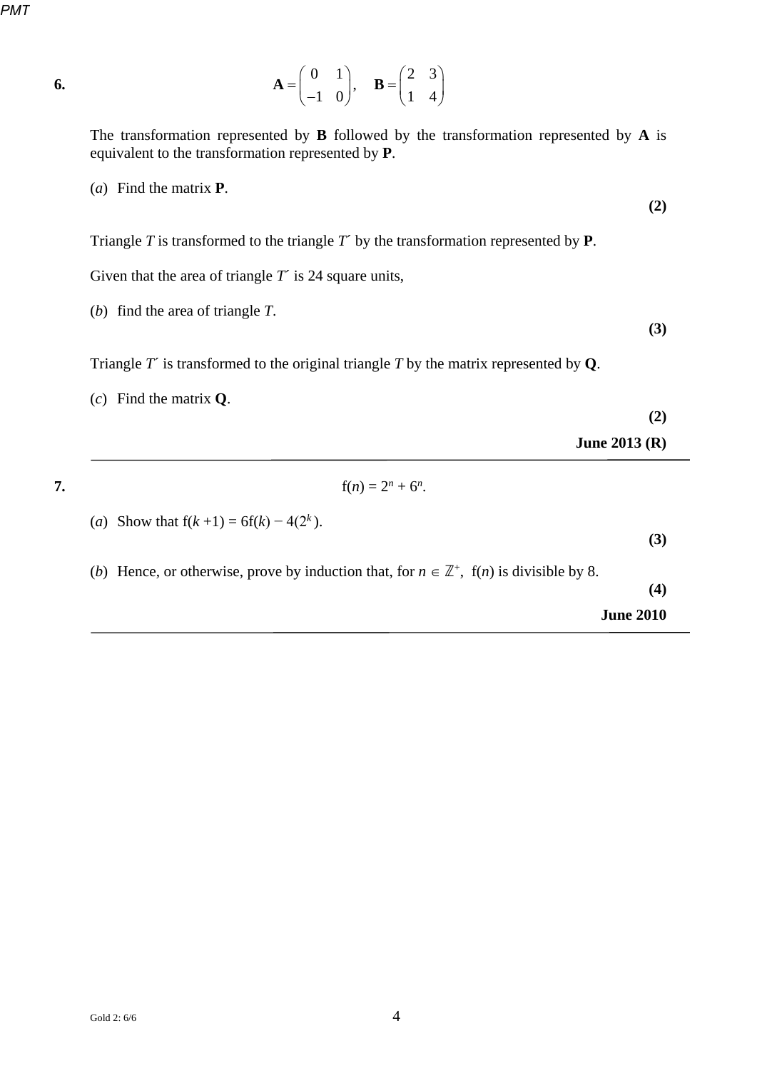**6.**

$$\mathbf{A} = \begin{pmatrix} 0 & 1 \\ -1 & 0 \end{pmatrix}, \quad \mathbf{B} = \begin{pmatrix} 2 & 3 \\ 1 & 4 \end{pmatrix}$$

The transformation represented by **B** followed by the transformation represented by **A** is equivalent to the transformation represented by **P**.

(*a*) Find the matrix **P**.

**(2)**

Triangle $T$ is transformed to the triangle $T'$ by the transformation represented by **P**.

Given that the area of triangle $T'$ is 24 square units,

(*b*) find the area of triangle $T$.

**(3)**

Triangle $T'$ is transformed to the original triangle $T$ by the matrix represented by **Q**.

(*c*) Find the matrix **Q**.

**(2)**

**June 2013 (R)**

---

**7.**

$$f(n) = 2^n + 6^n.$$

(*a*) Show that $f(k+1) = 6f(k) - 4(2^k)$.

**(3)**

(*b*) Hence, or otherwise, prove by induction that, for $n \in \mathbb{Z}^+$, $f(n)$ is divisible by 8.

**(4)**

**June 2010**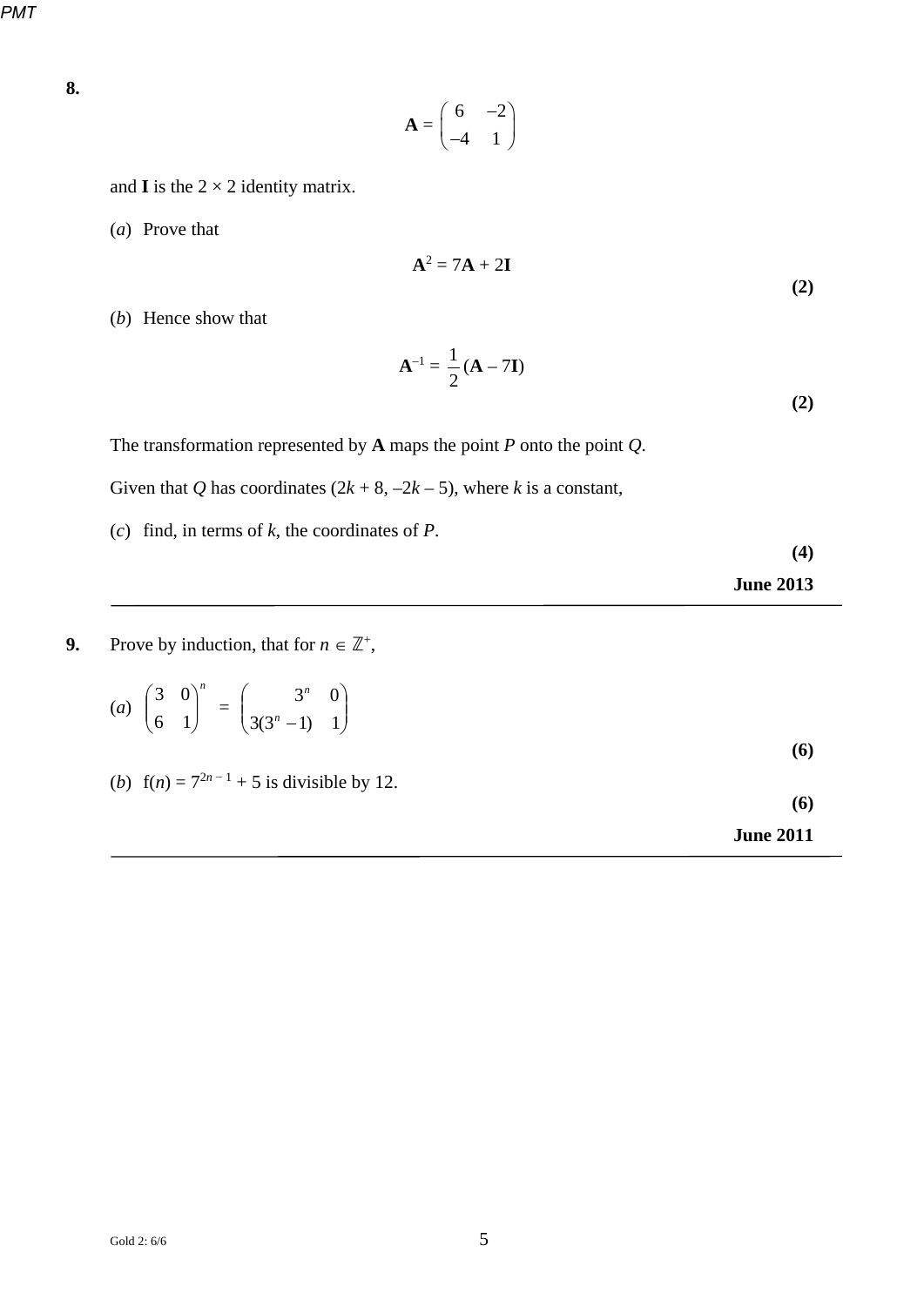**8.**

$$\mathbf{A} = \begin{pmatrix} 6 & -2 \\ -4 & 1 \end{pmatrix}$$

and $\mathbf{I}$ is the $2 \times 2$ identity matrix.

(*a*) Prove that

$$\mathbf{A}^2 = 7\mathbf{A} + 2\mathbf{I}$$

**(2)**

(*b*) Hence show that

$$\mathbf{A}^{-1} = \frac{1}{2}(\mathbf{A} - 7\mathbf{I})$$

**(2)**

The transformation represented by $\mathbf{A}$ maps the point $P$ onto the point $Q$.

Given that $Q$ has coordinates $(2k + 8, -2k - 5)$, where $k$ is a constant,

(*c*) find, in terms of $k$, the coordinates of $P$.

**(4)**

**June 2013**

---

**9.** Prove by induction, that for $n \in \mathbb{Z}^+$,

(*a*) $\begin{pmatrix} 3 & 0 \\ 6 & 1 \end{pmatrix}^n = \begin{pmatrix} 3^n & 0 \\ 3(3^n - 1) & 1 \end{pmatrix}$

**(6)**

(*b*) $f(n) = 7^{2n-1} + 5$ is divisible by 12.

**(6)**

**June 2011**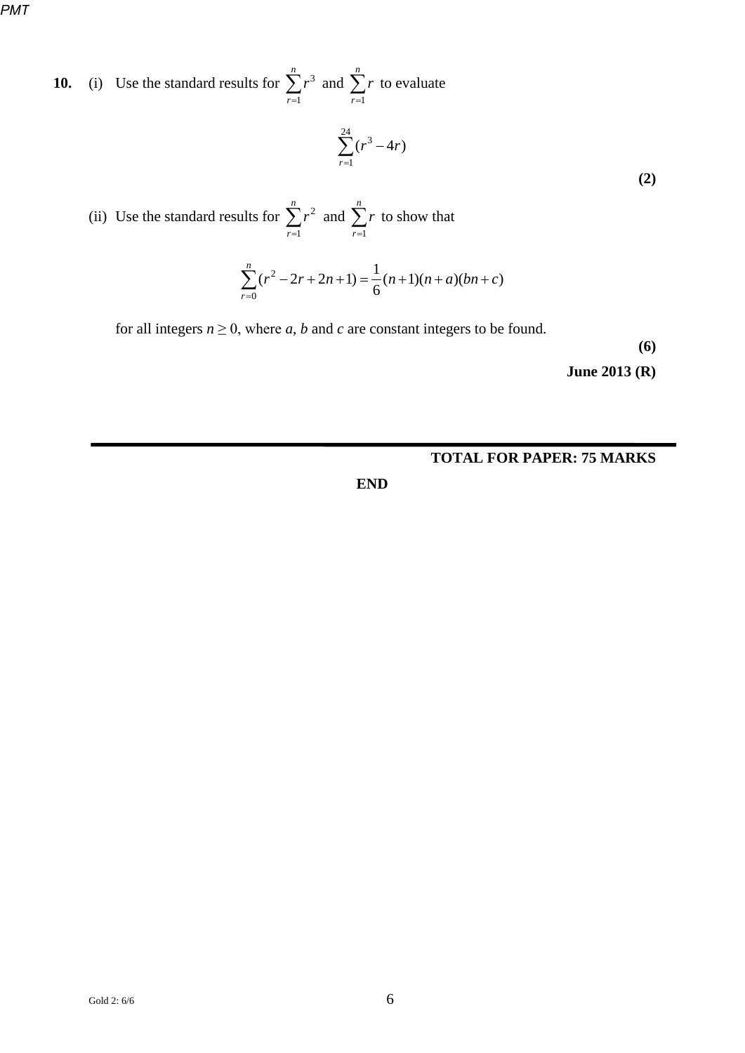**10.** (i) Use the standard results for $\sum_{r=1}^{n} r^3$ and $\sum_{r=1}^{n} r$ to evaluate

$$\sum_{r=1}^{24}(r^3 - 4r)$$

**(2)**

(ii) Use the standard results for $\sum_{r=1}^{n} r^2$ and $\sum_{r=1}^{n} r$ to show that

$$\sum_{r=0}^{n}(r^2 - 2r + 2n + 1) = \frac{1}{6}(n+1)(n+a)(bn+c)$$

for all integers $n \geq 0$, where $a$, $b$ and $c$ are constant integers to be found.

**(6)**

**June 2013 (R)**

---

**TOTAL FOR PAPER: 75 MARKS**

**END**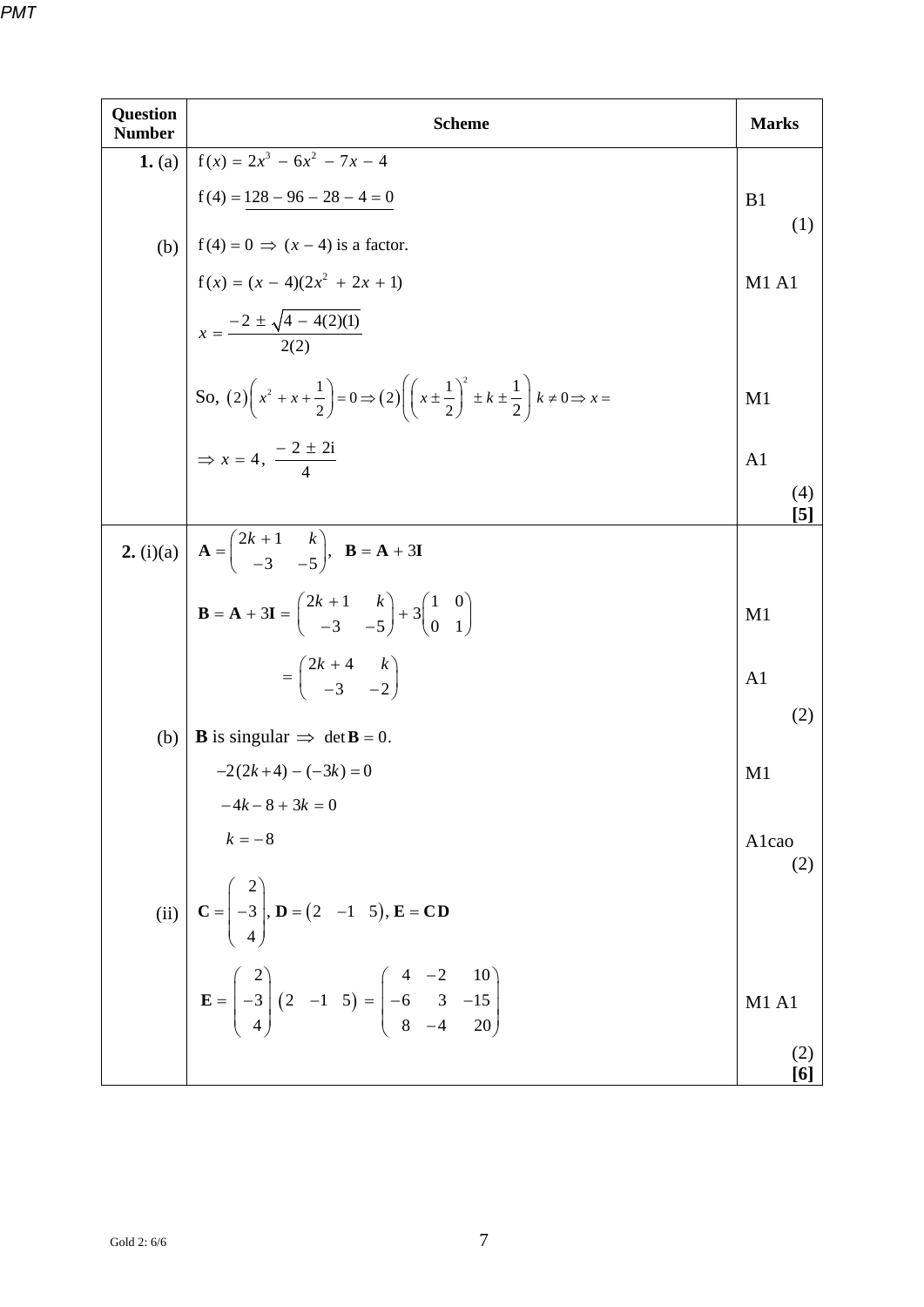| Question Number | Scheme | Marks |
|---|---|---|
| **1.** (a) | $f(x) = 2x^3 - 6x^2 - 7x - 4$ | |
| | $f(4) = \underline{128 - 96 - 28 - 4 = 0}$ | B1 (1) |
| (b) | $f(4) = 0 \Rightarrow (x - 4)$ is a factor. | |
| | $f(x) = (x - 4)(2x^2 + 2x + 1)$ | M1 A1 |
| | $x = \dfrac{-2 \pm \sqrt{4 - 4(2)(1)}}{2(2)}$ | |
| | So, $(2)\left(x^2 + x + \dfrac{1}{2}\right) = 0 \Rightarrow (2)\left(\left(x \pm \dfrac{1}{2}\right)^2 \pm k \pm \dfrac{1}{2}\right)\ k \neq 0 \Rightarrow x =$ | M1 |
| | $\Rightarrow x = 4,\ \dfrac{-2 \pm 2\mathrm{i}}{4}$ | A1 |
| | | (4) **[5]** |
| **2.** (i)(a) | $\mathbf{A} = \begin{pmatrix} 2k+1 & k \\ -3 & -5 \end{pmatrix}, \quad \mathbf{B} = \mathbf{A} + 3\mathbf{I}$ | |
| | $\mathbf{B} = \mathbf{A} + 3\mathbf{I} = \begin{pmatrix} 2k+1 & k \\ -3 & -5 \end{pmatrix} + 3\begin{pmatrix} 1 & 0 \\ 0 & 1 \end{pmatrix}$ | M1 |
| | $= \begin{pmatrix} 2k+4 & k \\ -3 & -2 \end{pmatrix}$ | A1 |
| | | (2) |
| (b) | **B** is singular $\Rightarrow \det \mathbf{B} = 0$. | |
| | $-2(2k+4) - (-3k) = 0$ | M1 |
| | $-4k - 8 + 3k = 0$ | |
| | $k = -8$ | A1cao (2) |
| (ii) | $\mathbf{C} = \begin{pmatrix} 2 \\ -3 \\ 4 \end{pmatrix}, \mathbf{D} = \begin{pmatrix} 2 & -1 & 5 \end{pmatrix}, \mathbf{E} = \mathbf{C}\mathbf{D}$ | |
| | $\mathbf{E} = \begin{pmatrix} 2 \\ -3 \\ 4 \end{pmatrix} \begin{pmatrix} 2 & -1 & 5 \end{pmatrix} = \begin{pmatrix} 4 & -2 & 10 \\ -6 & 3 & -15 \\ 8 & -4 & 20 \end{pmatrix}$ | M1 A1 |
| | | (2) **[6]** |

Gold 2: 6/6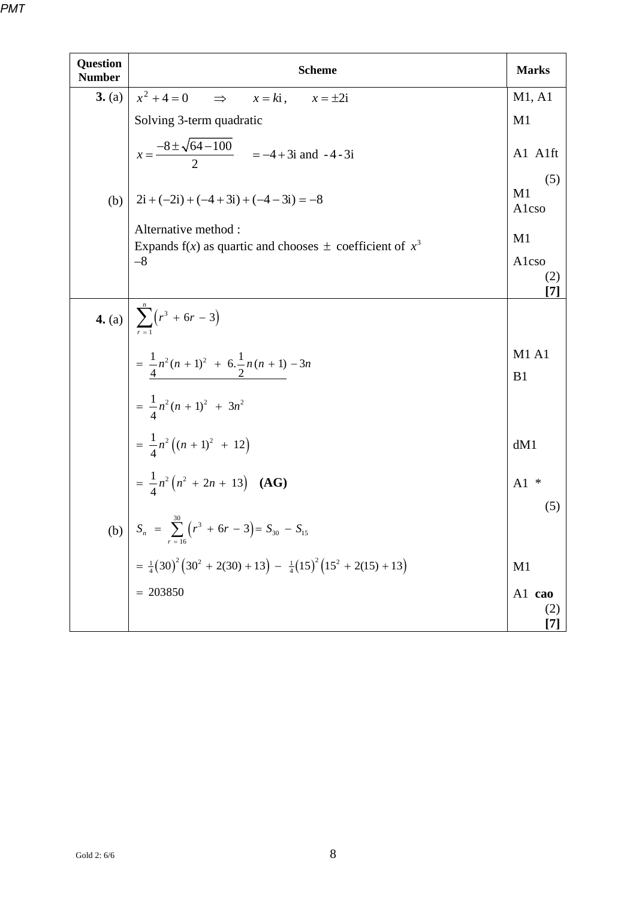| Question Number | Scheme | Marks |
|---|---|---|
| **3.** (a) | $x^2 + 4 = 0 \quad \Rightarrow \quad x = k\text{i}, \quad x = \pm 2\text{i}$ | M1, A1 |
| | Solving 3-term quadratic | M1 |
| | $x = \dfrac{-8 \pm \sqrt{64 - 100}}{2} \quad = -4 + 3\text{i}$ and $-4 - 3\text{i}$ | A1 A1ft |
| | | (5) |
| (b) | $2\text{i} + (-2\text{i}) + (-4 + 3\text{i}) + (-4 - 3\text{i}) = -8$ | M1 A1cso |
| | Alternative method : Expands f(*x*) as quartic and chooses $\pm$ coefficient of $x^3$ | M1 |
| | $-8$ | A1cso |
| | | (2) **[7]** |
| **4.** (a) | $\sum_{r=1}^{n} \left(r^3 + 6r - 3\right)$ | |
| | $= \underline{\frac{1}{4}n^2(n+1)^2 + 6.\frac{1}{2}n(n+1)} - 3n$ | M1 A1 B1 |
| | $= \frac{1}{4}n^2(n+1)^2 + 3n^2$ | |
| | $= \frac{1}{4}n^2\left((n+1)^2 + 12\right)$ | dM1 |
| | $= \frac{1}{4}n^2\left(n^2 + 2n + 13\right)$ **(AG)** | A1 * |
| | | (5) |
| (b) | $S_n = \sum_{r=16}^{30} \left(r^3 + 6r - 3\right) = S_{30} - S_{15}$ | |
| | $= \frac{1}{4}(30)^2\left(30^2 + 2(30) + 13\right) - \frac{1}{4}(15)^2\left(15^2 + 2(15) + 13\right)$ | M1 |
| | $= 203850$ | A1 **cao** |
| | | (2) **[7]** |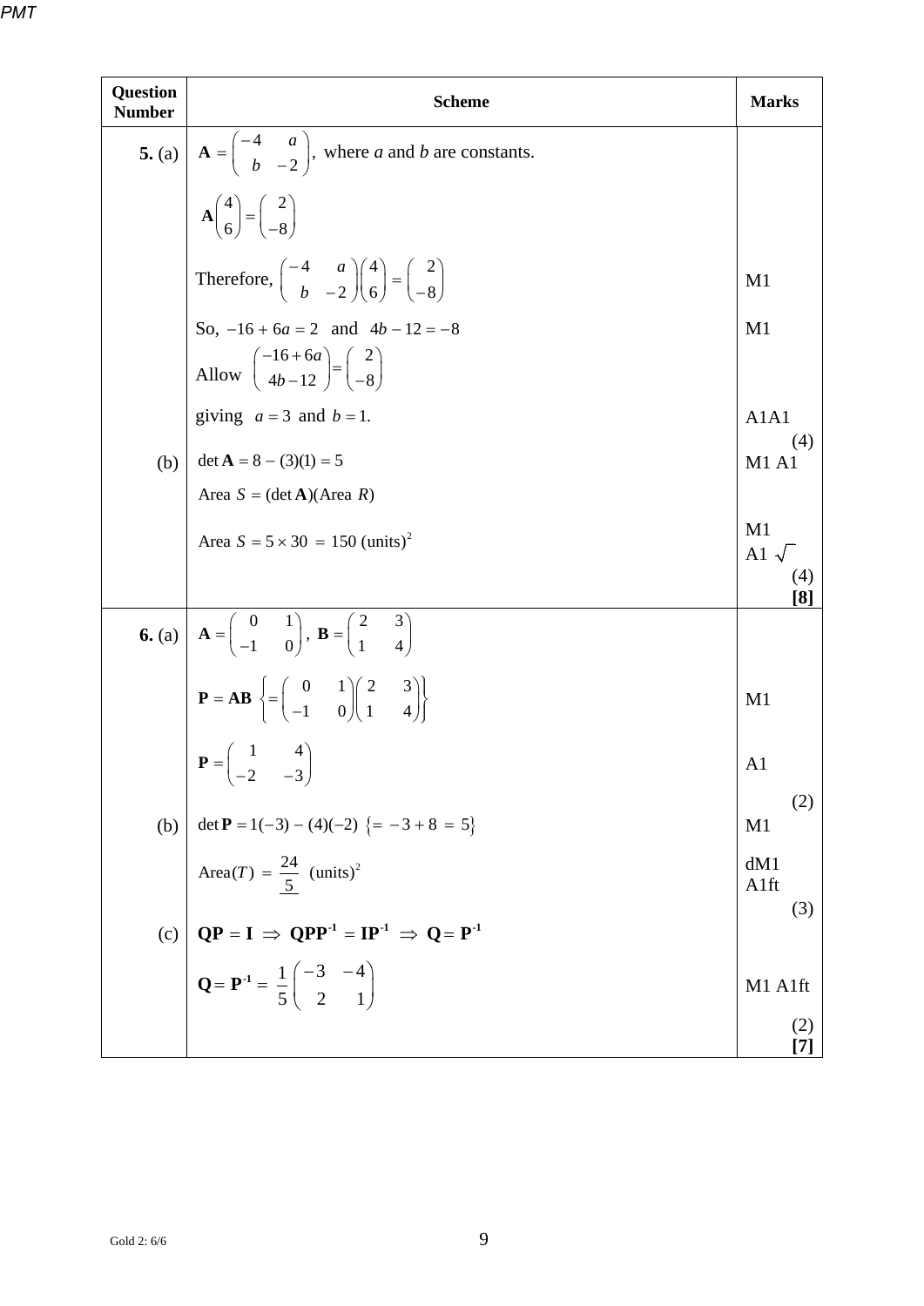| Question Number | Scheme | Marks |
|---|---|---|
| **5.** (a) | $\mathbf{A} = \begin{pmatrix} -4 & a \\ b & -2 \end{pmatrix}$, where *a* and *b* are constants. | |
| | $\mathbf{A}\begin{pmatrix} 4 \\ 6 \end{pmatrix} = \begin{pmatrix} 2 \\ -8 \end{pmatrix}$ | |
| | Therefore, $\begin{pmatrix} -4 & a \\ b & -2 \end{pmatrix}\begin{pmatrix} 4 \\ 6 \end{pmatrix} = \begin{pmatrix} 2 \\ -8 \end{pmatrix}$ | M1 |
| | So, $-16 + 6a = 2$ and $4b - 12 = -8$ | M1 |
| | Allow $\begin{pmatrix} -16+6a \\ 4b-12 \end{pmatrix} = \begin{pmatrix} 2 \\ -8 \end{pmatrix}$ | |
| | giving $a = 3$ and $b = 1$. | A1A1 (4) |
| (b) | $\det \mathbf{A} = 8 - (3)(1) = 5$ | M1 A1 |
| | Area $S = (\det \mathbf{A})(\text{Area } R)$ | |
| | Area $S = 5 \times 30 = 150 \text{ (units)}^2$ | M1 A1 $\sqrt{}$ (4) **[8]** |
| **6.** (a) | $\mathbf{A} = \begin{pmatrix} 0 & 1 \\ -1 & 0 \end{pmatrix}$, $\mathbf{B} = \begin{pmatrix} 2 & 3 \\ 1 & 4 \end{pmatrix}$ | |
| | $\mathbf{P} = \mathbf{AB}$ $\left\{ = \begin{pmatrix} 0 & 1 \\ -1 & 0 \end{pmatrix}\begin{pmatrix} 2 & 3 \\ 1 & 4 \end{pmatrix} \right\}$ | M1 |
| | $\mathbf{P} = \begin{pmatrix} 1 & 4 \\ -2 & -3 \end{pmatrix}$ | A1 (2) |
| (b) | $\det \mathbf{P} = 1(-3) - (4)(-2)$ $\{= -3 + 8 = 5\}$ | M1 |
| | $\text{Area}(T) = \dfrac{24}{5} \text{ (units)}^2$ | dM1 A1ft (3) |
| (c) | $\mathbf{QP} = \mathbf{I} \Rightarrow \mathbf{QPP^{-1}} = \mathbf{IP^{-1}} \Rightarrow \mathbf{Q} = \mathbf{P^{-1}}$ | |
| | $\mathbf{Q} = \mathbf{P^{-1}} = \dfrac{1}{5}\begin{pmatrix} -3 & -4 \\ 2 & 1 \end{pmatrix}$ | M1 A1ft (2) **[7]** |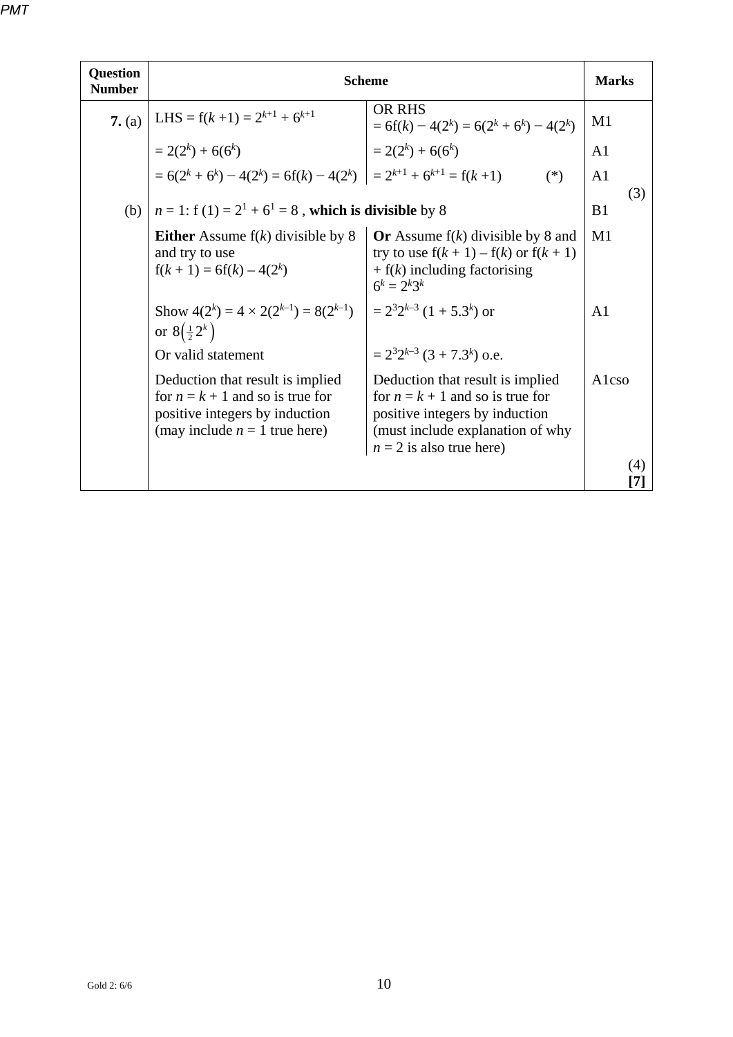| Question Number | Scheme | | Marks |
|---|---|---|---|
| **7.** (a) | LHS = $f(k+1) = 2^{k+1} + 6^{k+1}$ | OR RHS $= 6f(k) - 4(2^k) = 6(2^k + 6^k) - 4(2^k)$ | M1 |
| | $= 2(2^k) + 6(6^k)$ | $= 2(2^k) + 6(6^k)$ | A1 |
| | $= 6(2^k + 6^k) - 4(2^k) = 6f(k) - 4(2^k)$ | $= 2^{k+1} + 6^{k+1} = f(k+1)$ (*) | A1 (3) |
| (b) | $n = 1$: $f(1) = 2^1 + 6^1 = 8$ , **which is divisible** by 8 | | B1 |
| | **Either** Assume $f(k)$ divisible by 8 and try to use $f(k+1) = 6f(k) - 4(2^k)$ | **Or** Assume $f(k)$ divisible by 8 and try to use $f(k+1) - f(k)$ or $f(k+1) + f(k)$ including factorising $6^k = 2^k3^k$ | M1 |
| | Show $4(2^k) = 4 \times 2(2^{k-1}) = 8(2^{k-1})$ or $8\left(\frac{1}{2}2^k\right)$ | $= 2^3 2^{k-3}(1 + 5.3^k)$ or | A1 |
| | Or valid statement | $= 2^3 2^{k-3}(3 + 7.3^k)$ o.e. | |
| | Deduction that result is implied for $n = k + 1$ and so is true for positive integers by induction (may include $n = 1$ true here) | Deduction that result is implied for $n = k + 1$ and so is true for positive integers by induction (must include explanation of why $n = 2$ is also true here) | A1cso |
| | | | (4) **[7]** |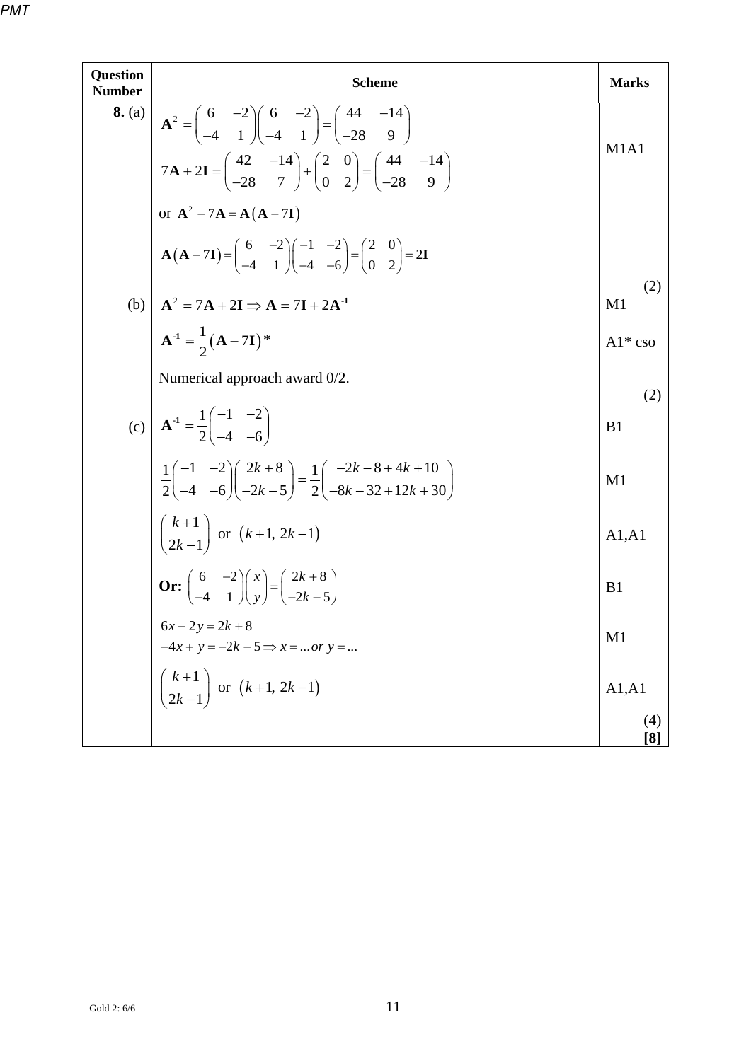| Question Number | Scheme | Marks |
| --- | --- | --- |
| **8.** (a) | $\mathbf{A}^2 = \begin{pmatrix} 6 & -2 \\ -4 & 1 \end{pmatrix}\begin{pmatrix} 6 & -2 \\ -4 & 1 \end{pmatrix} = \begin{pmatrix} 44 & -14 \\ -28 & 9 \end{pmatrix}$ | |
| | $7\mathbf{A} + 2\mathbf{I} = \begin{pmatrix} 42 & -14 \\ -28 & 7 \end{pmatrix} + \begin{pmatrix} 2 & 0 \\ 0 & 2 \end{pmatrix} = \begin{pmatrix} 44 & -14 \\ -28 & 9 \end{pmatrix}$ | M1A1 |
| | or $\mathbf{A}^2 - 7\mathbf{A} = \mathbf{A}(\mathbf{A} - 7\mathbf{I})$ | |
| | $\mathbf{A}(\mathbf{A} - 7\mathbf{I}) = \begin{pmatrix} 6 & -2 \\ -4 & 1 \end{pmatrix}\begin{pmatrix} -1 & -2 \\ -4 & -6 \end{pmatrix} = \begin{pmatrix} 2 & 0 \\ 0 & 2 \end{pmatrix} = 2\mathbf{I}$ | |
| | | (2) |
| (b) | $\mathbf{A}^2 = 7\mathbf{A} + 2\mathbf{I} \Rightarrow \mathbf{A} = 7\mathbf{I} + 2\mathbf{A}^{-1}$ | M1 |
| | $\mathbf{A}^{-1} = \frac{1}{2}(\mathbf{A} - 7\mathbf{I})$ * | A1* cso |
| | Numerical approach award 0/2. | |
| | | (2) |
| (c) | $\mathbf{A}^{-1} = \frac{1}{2}\begin{pmatrix} -1 & -2 \\ -4 & -6 \end{pmatrix}$ | B1 |
| | $\frac{1}{2}\begin{pmatrix} -1 & -2 \\ -4 & -6 \end{pmatrix}\begin{pmatrix} 2k+8 \\ -2k-5 \end{pmatrix} = \frac{1}{2}\begin{pmatrix} -2k-8+4k+10 \\ -8k-32+12k+30 \end{pmatrix}$ | M1 |
| | $\begin{pmatrix} k+1 \\ 2k-1 \end{pmatrix}$ or $(k+1,\ 2k-1)$ | A1,A1 |
| | **Or:** $\begin{pmatrix} 6 & -2 \\ -4 & 1 \end{pmatrix}\begin{pmatrix} x \\ y \end{pmatrix} = \begin{pmatrix} 2k+8 \\ -2k-5 \end{pmatrix}$ | B1 |
| | $6x - 2y = 2k + 8$<br>$-4x + y = -2k - 5 \Rightarrow x = ...or\ y = ...$ | M1 |
| | $\begin{pmatrix} k+1 \\ 2k-1 \end{pmatrix}$ or $(k+1,\ 2k-1)$ | A1,A1 |
| | | (4)<br>**[8]** |

Gold 2: 6/6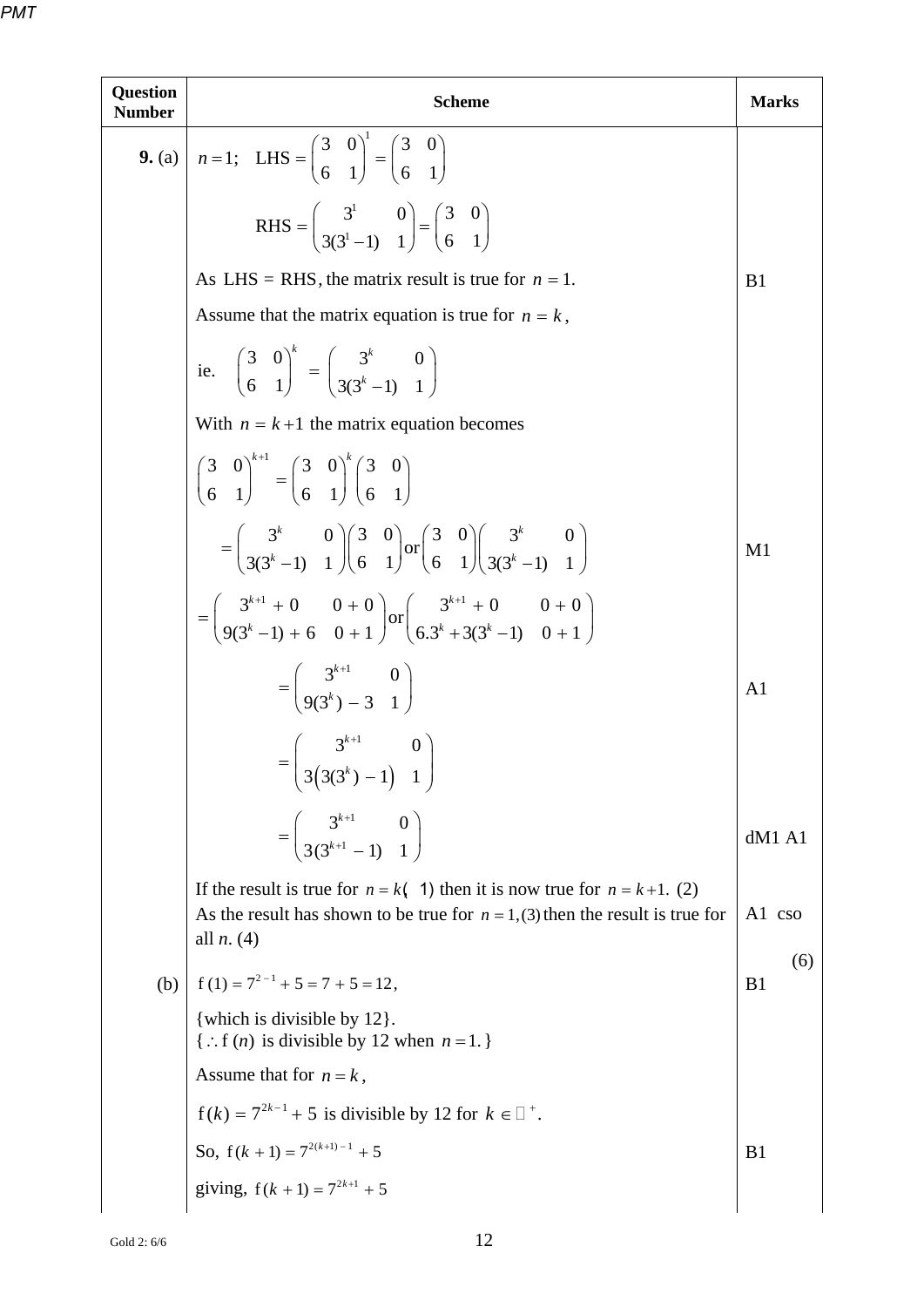| Question Number | Scheme | Marks |
|---|---|---|
| **9.** (a) | $n=1$; LHS $= \begin{pmatrix} 3 & 0 \\ 6 & 1 \end{pmatrix}^1 = \begin{pmatrix} 3 & 0 \\ 6 & 1 \end{pmatrix}$ | |
| | RHS $= \begin{pmatrix} 3^1 & 0 \\ 3(3^1-1) & 1 \end{pmatrix} = \begin{pmatrix} 3 & 0 \\ 6 & 1 \end{pmatrix}$ | |
| | As LHS = RHS, the matrix result is true for $n=1$. | B1 |
| | Assume that the matrix equation is true for $n=k$, | |
| | ie. $\begin{pmatrix} 3 & 0 \\ 6 & 1 \end{pmatrix}^k = \begin{pmatrix} 3^k & 0 \\ 3(3^k-1) & 1 \end{pmatrix}$ | |
| | With $n=k+1$ the matrix equation becomes | |
| | $\begin{pmatrix} 3 & 0 \\ 6 & 1 \end{pmatrix}^{k+1} = \begin{pmatrix} 3 & 0 \\ 6 & 1 \end{pmatrix}^k \begin{pmatrix} 3 & 0 \\ 6 & 1 \end{pmatrix}$ | |
| | $= \begin{pmatrix} 3^k & 0 \\ 3(3^k-1) & 1 \end{pmatrix}\begin{pmatrix} 3 & 0 \\ 6 & 1 \end{pmatrix}$ or $\begin{pmatrix} 3 & 0 \\ 6 & 1 \end{pmatrix}\begin{pmatrix} 3^k & 0 \\ 3(3^k-1) & 1 \end{pmatrix}$ | M1 |
| | $= \begin{pmatrix} 3^{k+1}+0 & 0+0 \\ 9(3^k-1)+6 & 0+1 \end{pmatrix}$ or $\begin{pmatrix} 3^{k+1}+0 & 0+0 \\ 6.3^k+3(3^k-1) & 0+1 \end{pmatrix}$ | |
| | $= \begin{pmatrix} 3^{k+1} & 0 \\ 9(3^k)-3 & 1 \end{pmatrix}$ | A1 |
| | $= \begin{pmatrix} 3^{k+1} & 0 \\ 3\left(3(3^k)-1\right) & 1 \end{pmatrix}$ | |
| | $= \begin{pmatrix} 3^{k+1} & 0 \\ 3(3^{k+1}-1) & 1 \end{pmatrix}$ | dM1 A1 |
| | If the result is true for $n=k(\ 1)$ then it is now true for $n=k+1$. (2) | |
| | As the result has shown to be true for $n=1,(3)$ then the result is true for all $n$. (4) | A1 cso |
| | | (6) |
| (b) | $\text{f}(1) = 7^{2-1}+5 = 7+5 = 12$, | B1 |
| | {which is divisible by 12}. | |
| | $\{\therefore \text{f}(n)$ is divisible by 12 when $n=1.\}$ | |
| | Assume that for $n=k$, | |
| | $\text{f}(k) = 7^{2k-1}+5$ is divisible by 12 for $k \in \mathbb{Z}^+$. | |
| | So, $\text{f}(k+1) = 7^{2(k+1)-1}+5$ | B1 |
| | giving, $\text{f}(k+1) = 7^{2k+1}+5$ | |

Gold 2: 6/6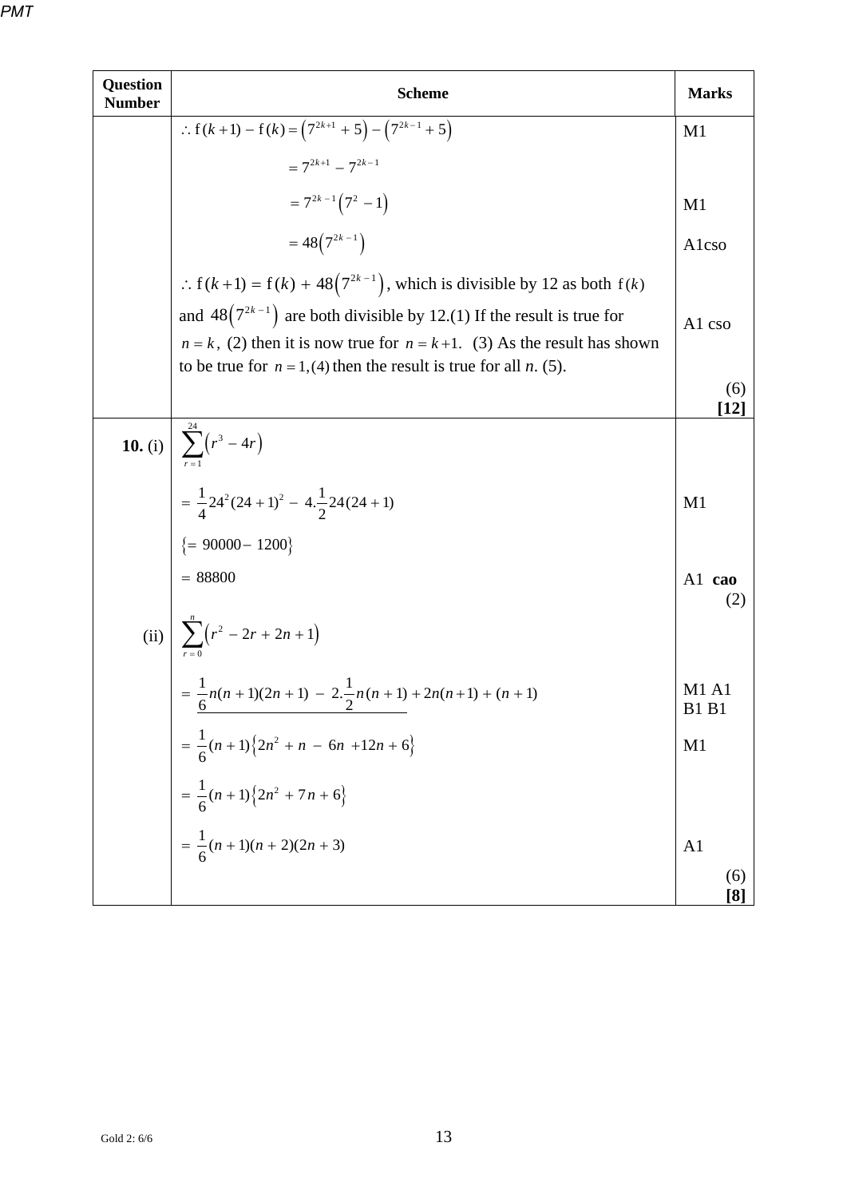| Question Number | Scheme | Marks |
|---|---|---|
| | $\therefore \text{f}(k+1) - \text{f}(k) = \left(7^{2k+1} + 5\right) - \left(7^{2k-1} + 5\right)$ | M1 |
| | $= 7^{2k+1} - 7^{2k-1}$ | |
| | $= 7^{2k-1}\left(7^2 - 1\right)$ | M1 |
| | $= 48\left(7^{2k-1}\right)$ | A1cso |
| | $\therefore \text{f}(k+1) = \text{f}(k) + 48\left(7^{2k-1}\right)$, which is divisible by 12 as both $\text{f}(k)$ and $48\left(7^{2k-1}\right)$ are both divisible by 12.(1) If the result is true for $n = k$, (2) then it is now true for $n = k+1$. (3) As the result has shown to be true for $n = 1$,(4) then the result is true for all *n*. (5). | A1 cso |
| | | (6) **[12]** |
| **10.** (i) | $\sum_{r=1}^{24}\left(r^3 - 4r\right)$ | |
| | $= \frac{1}{4}24^2(24+1)^2 - 4.\frac{1}{2}24(24+1)$ | M1 |
| | $\{= 90000 - 1200\}$ | |
| | $= 88800$ | A1 **cao** (2) |
| (ii) | $\sum_{r=0}^{n}\left(r^2 - 2r + 2n + 1\right)$ | |
| | $= \frac{1}{6}n(n+1)(2n+1) - 2.\frac{1}{2}n(n+1) + 2n(n+1) + (n+1)$ | M1 A1 B1 B1 |
| | $= \frac{1}{6}(n+1)\left\{2n^2 + n - 6n + 12n + 6\right\}$ | M1 |
| | $= \frac{1}{6}(n+1)\left\{2n^2 + 7n + 6\right\}$ | |
| | $= \frac{1}{6}(n+1)(n+2)(2n+3)$ | A1 |
| | | (6) **[8]** |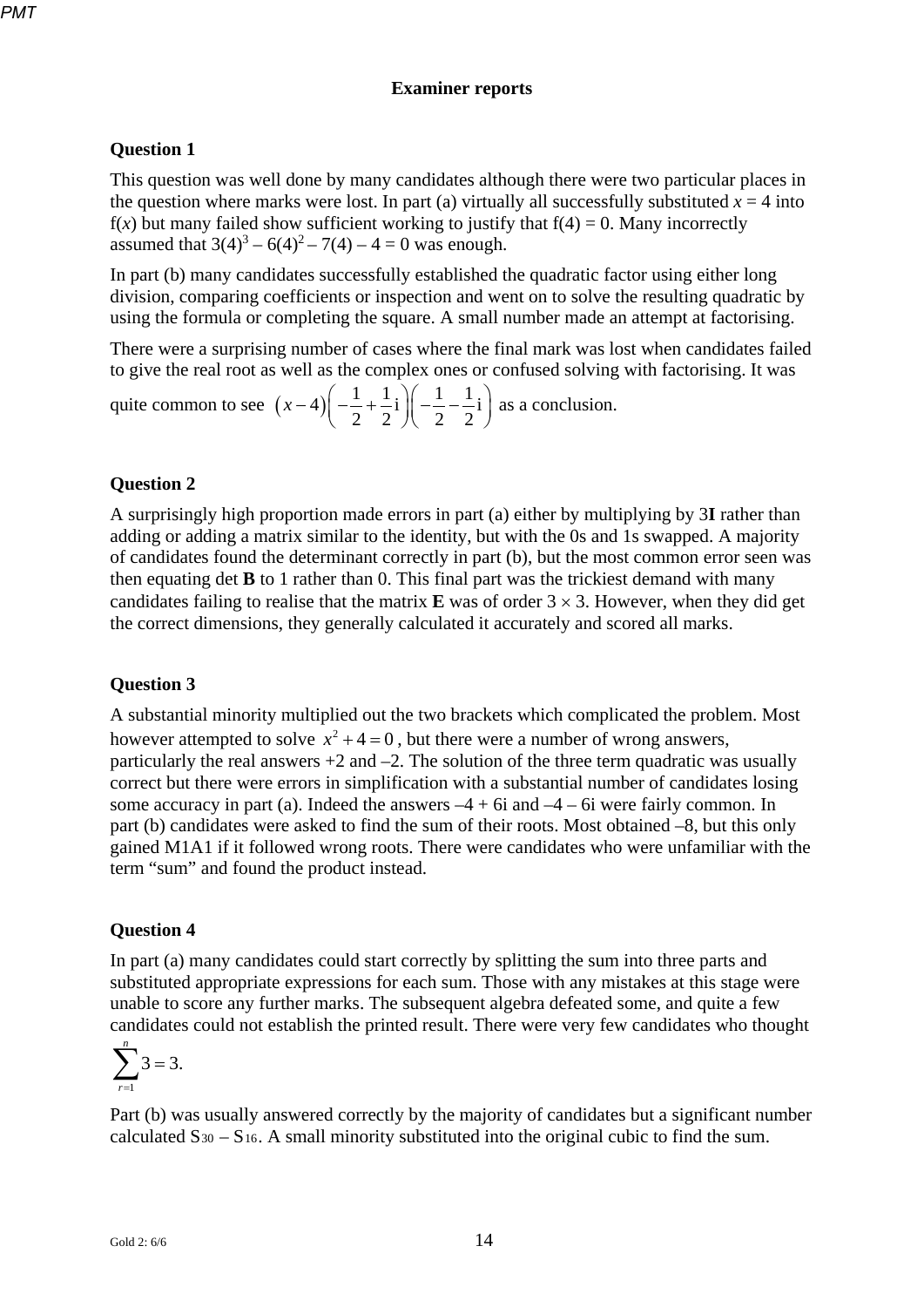## Examiner reports

### Question 1

This question was well done by many candidates although there were two particular places in the question where marks were lost. In part (a) virtually all successfully substituted $x = 4$ into f($x$) but many failed show sufficient working to justify that f(4) = 0. Many incorrectly assumed that $3(4)^3 – 6(4)^2 – 7(4) – 4 = 0$ was enough.

In part (b) many candidates successfully established the quadratic factor using either long division, comparing coefficients or inspection and went on to solve the resulting quadratic by using the formula or completing the square. A small number made an attempt at factorising.

There were a surprising number of cases where the final mark was lost when candidates failed to give the real root as well as the complex ones or confused solving with factorising. It was quite common to see $(x-4)\left(-\frac{1}{2}+\frac{1}{2}\text{i}\right)\left(-\frac{1}{2}-\frac{1}{2}\text{i}\right)$ as a conclusion.

### Question 2

A surprisingly high proportion made errors in part (a) either by multiplying by 3**I** rather than adding or adding a matrix similar to the identity, but with the 0s and 1s swapped. A majority of candidates found the determinant correctly in part (b), but the most common error seen was then equating det **B** to 1 rather than 0. This final part was the trickiest demand with many candidates failing to realise that the matrix **E** was of order $3 \times 3$. However, when they did get the correct dimensions, they generally calculated it accurately and scored all marks.

### Question 3

A substantial minority multiplied out the two brackets which complicated the problem. Most however attempted to solve $x^2 + 4 = 0$, but there were a number of wrong answers, particularly the real answers +2 and –2. The solution of the three term quadratic was usually correct but there were errors in simplification with a substantial number of candidates losing some accuracy in part (a). Indeed the answers –4 + 6i and –4 – 6i were fairly common. In part (b) candidates were asked to find the sum of their roots. Most obtained –8, but this only gained M1A1 if it followed wrong roots. There were candidates who were unfamiliar with the term "sum" and found the product instead.

### Question 4

In part (a) many candidates could start correctly by splitting the sum into three parts and substituted appropriate expressions for each sum. Those with any mistakes at this stage were unable to score any further marks. The subsequent algebra defeated some, and quite a few candidates could not establish the printed result. There were very few candidates who thought $\sum_{r=1}^{n} 3 = 3.$

Part (b) was usually answered correctly by the majority of candidates but a significant number calculated $S_{30} – S_{16}$. A small minority substituted into the original cubic to find the sum.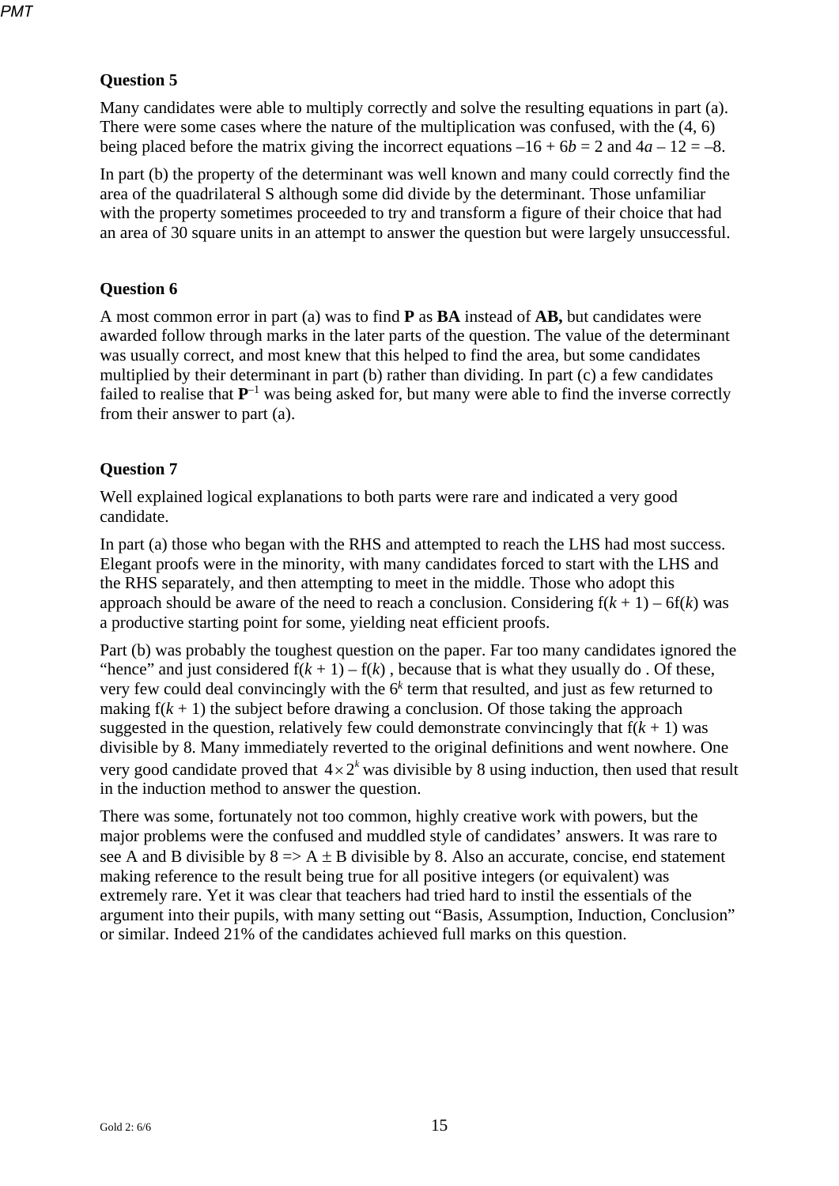**Question 5**

Many candidates were able to multiply correctly and solve the resulting equations in part (a). There were some cases where the nature of the multiplication was confused, with the (4, 6) being placed before the matrix giving the incorrect equations $-16 + 6b = 2$ and $4a - 12 = -8$.

In part (b) the property of the determinant was well known and many could correctly find the area of the quadrilateral S although some did divide by the determinant. Those unfamiliar with the property sometimes proceeded to try and transform a figure of their choice that had an area of 30 square units in an attempt to answer the question but were largely unsuccessful.

**Question 6**

A most common error in part (a) was to find **P** as **BA** instead of **AB,** but candidates were awarded follow through marks in the later parts of the question. The value of the determinant was usually correct, and most knew that this helped to find the area, but some candidates multiplied by their determinant in part (b) rather than dividing. In part (c) a few candidates failed to realise that $\mathbf{P}^{-1}$ was being asked for, but many were able to find the inverse correctly from their answer to part (a).

**Question 7**

Well explained logical explanations to both parts were rare and indicated a very good candidate.

In part (a) those who began with the RHS and attempted to reach the LHS had most success. Elegant proofs were in the minority, with many candidates forced to start with the LHS and the RHS separately, and then attempting to meet in the middle. Those who adopt this approach should be aware of the need to reach a conclusion. Considering $f(k + 1) - 6f(k)$ was a productive starting point for some, yielding neat efficient proofs.

Part (b) was probably the toughest question on the paper. Far too many candidates ignored the "hence" and just considered $f(k + 1) - f(k)$ , because that is what they usually do . Of these, very few could deal convincingly with the $6^k$ term that resulted, and just as few returned to making $f(k + 1)$ the subject before drawing a conclusion. Of those taking the approach suggested in the question, relatively few could demonstrate convincingly that $f(k + 1)$ was divisible by 8. Many immediately reverted to the original definitions and went nowhere. One very good candidate proved that $4 \times 2^k$ was divisible by 8 using induction, then used that result in the induction method to answer the question.

There was some, fortunately not too common, highly creative work with powers, but the major problems were the confused and muddled style of candidates' answers. It was rare to see A and B divisible by 8 => A $\pm$ B divisible by 8. Also an accurate, concise, end statement making reference to the result being true for all positive integers (or equivalent) was extremely rare. Yet it was clear that teachers had tried hard to instil the essentials of the argument into their pupils, with many setting out "Basis, Assumption, Induction, Conclusion" or similar. Indeed 21% of the candidates achieved full marks on this question.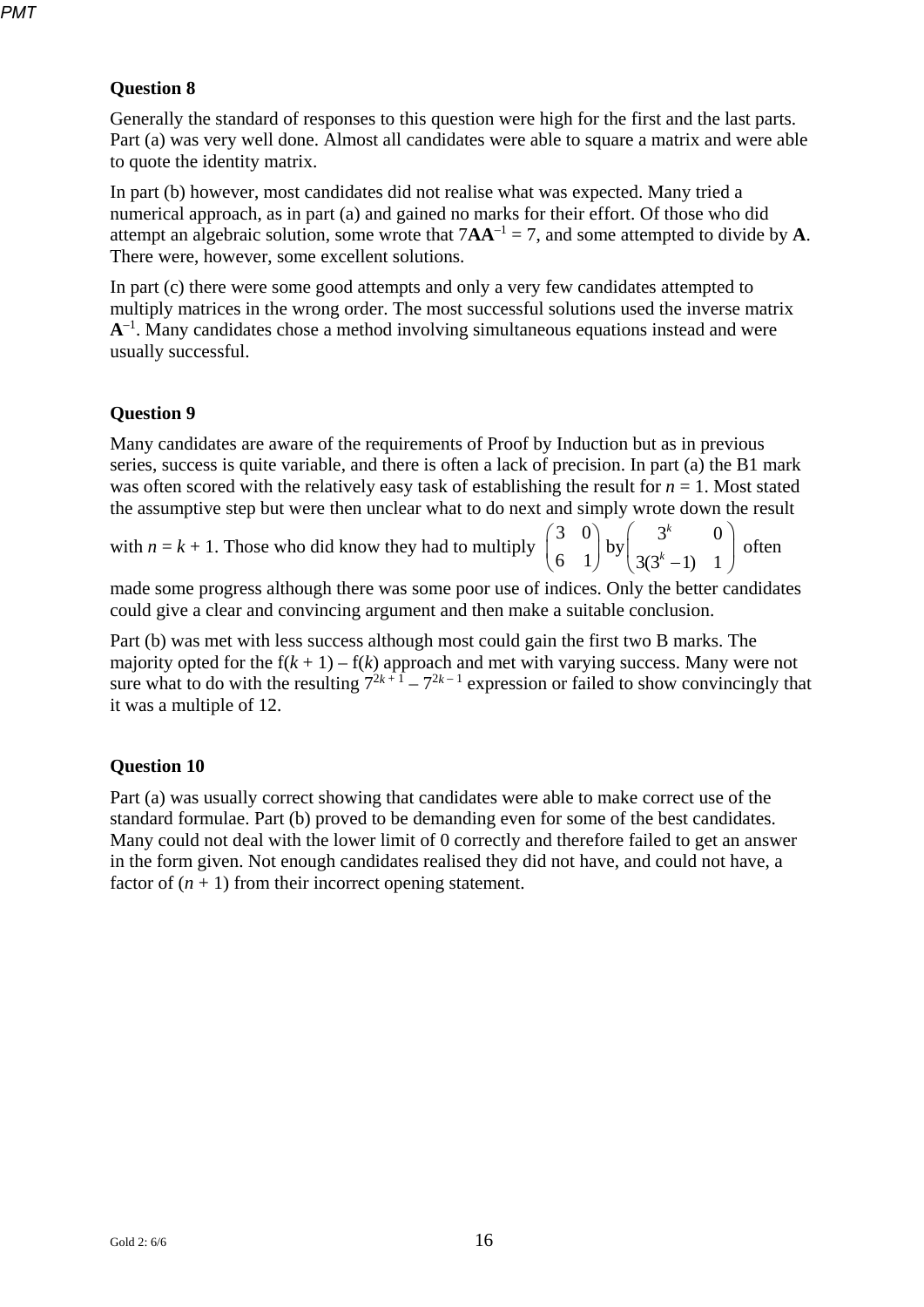**Question 8**

Generally the standard of responses to this question were high for the first and the last parts. Part (a) was very well done. Almost all candidates were able to square a matrix and were able to quote the identity matrix.

In part (b) however, most candidates did not realise what was expected. Many tried a numerical approach, as in part (a) and gained no marks for their effort. Of those who did attempt an algebraic solution, some wrote that $7\mathbf{A}\mathbf{A}^{-1} = 7$, and some attempted to divide by $\mathbf{A}$. There were, however, some excellent solutions.

In part (c) there were some good attempts and only a very few candidates attempted to multiply matrices in the wrong order. The most successful solutions used the inverse matrix $\mathbf{A}^{-1}$. Many candidates chose a method involving simultaneous equations instead and were usually successful.

**Question 9**

Many candidates are aware of the requirements of Proof by Induction but as in previous series, success is quite variable, and there is often a lack of precision. In part (a) the B1 mark was often scored with the relatively easy task of establishing the result for $n = 1$. Most stated the assumptive step but were then unclear what to do next and simply wrote down the result with $n = k + 1$. Those who did know they had to multiply $\begin{pmatrix} 3 & 0 \\ 6 & 1 \end{pmatrix}$ by $\begin{pmatrix} 3^k & 0 \\ 3(3^k - 1) & 1 \end{pmatrix}$ often made some progress although there was some poor use of indices. Only the better candidates could give a clear and convincing argument and then make a suitable conclusion.

Part (b) was met with less success although most could gain the first two B marks. The majority opted for the $f(k + 1) - f(k)$ approach and met with varying success. Many were not sure what to do with the resulting $7^{2k+1} - 7^{2k-1}$ expression or failed to show convincingly that it was a multiple of 12.

**Question 10**

Part (a) was usually correct showing that candidates were able to make correct use of the standard formulae. Part (b) proved to be demanding even for some of the best candidates. Many could not deal with the lower limit of 0 correctly and therefore failed to get an answer in the form given. Not enough candidates realised they did not have, and could not have, a factor of $(n + 1)$ from their incorrect opening statement.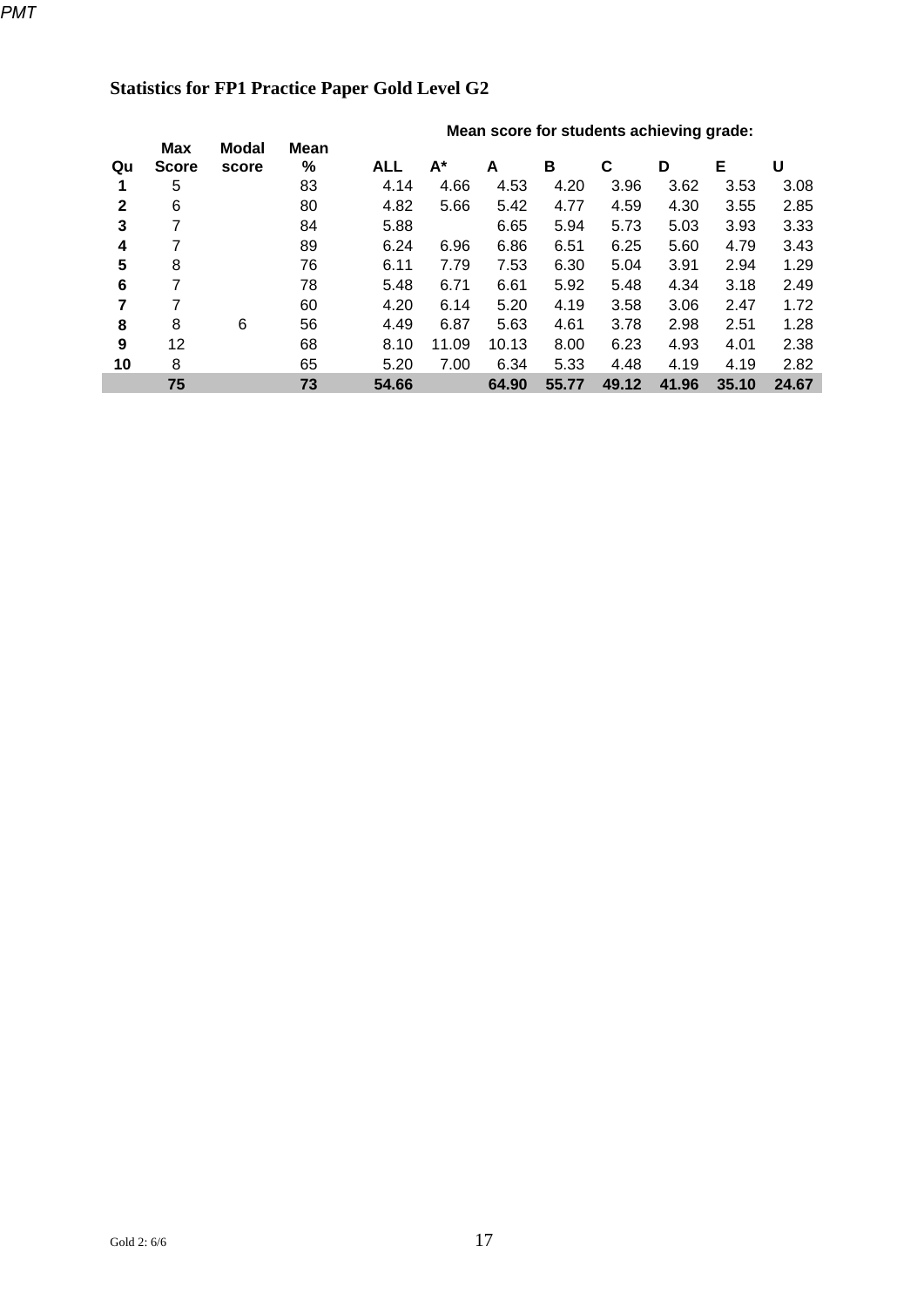## Statistics for FP1 Practice Paper Gold Level G2

| | | | | Mean score for students achieving grade: | | | | | | | |
|---|---|---|---|---|---|---|---|---|---|---|---|
| Qu | Max Score | Modal score | Mean % | ALL | A* | A | B | C | D | E | U |
| 1 | 5 | | 83 | 4.14 | 4.66 | 4.53 | 4.20 | 3.96 | 3.62 | 3.53 | 3.08 |
| 2 | 6 | | 80 | 4.82 | 5.66 | 5.42 | 4.77 | 4.59 | 4.30 | 3.55 | 2.85 |
| 3 | 7 | | 84 | 5.88 | | 6.65 | 5.94 | 5.73 | 5.03 | 3.93 | 3.33 |
| 4 | 7 | | 89 | 6.24 | 6.96 | 6.86 | 6.51 | 6.25 | 5.60 | 4.79 | 3.43 |
| 5 | 8 | | 76 | 6.11 | 7.79 | 7.53 | 6.30 | 5.04 | 3.91 | 2.94 | 1.29 |
| 6 | 7 | | 78 | 5.48 | 6.71 | 6.61 | 5.92 | 5.48 | 4.34 | 3.18 | 2.49 |
| 7 | 7 | | 60 | 4.20 | 6.14 | 5.20 | 4.19 | 3.58 | 3.06 | 2.47 | 1.72 |
| 8 | 8 | 6 | 56 | 4.49 | 6.87 | 5.63 | 4.61 | 3.78 | 2.98 | 2.51 | 1.28 |
| 9 | 12 | | 68 | 8.10 | 11.09 | 10.13 | 8.00 | 6.23 | 4.93 | 4.01 | 2.38 |
| 10 | 8 | | 65 | 5.20 | 7.00 | 6.34 | 5.33 | 4.48 | 4.19 | 4.19 | 2.82 |
| | **75** | | **73** | **54.66** | | **64.90** | **55.77** | **49.12** | **41.96** | **35.10** | **24.67** |